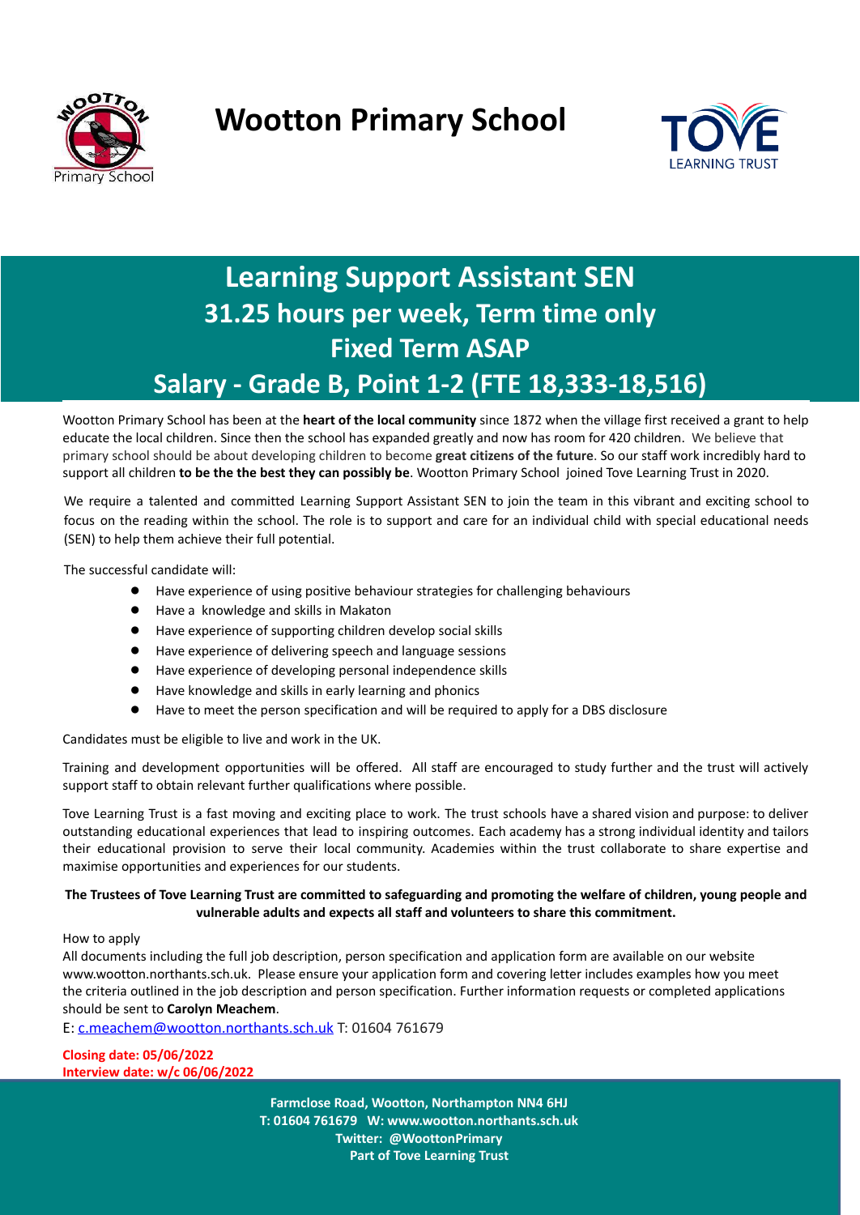# Wootton Primary School

## Learning Support Assistant SEN
## 31.25 hours per week, Term time only
## Fixed Term ASAP
## Salary - Grade B, Point 1-2 (FTE 18,333-18,516)

Wootton Primary School has been at the **heart of the local community** since 1872 when the village first received a grant to help educate the local children. Since then the school has expanded greatly and now has room for 420 children. We believe that primary school should be about developing children to become **great citizens of the future**. So our staff work incredibly hard to support all children **to be the the best they can possibly be**. Wootton Primary School joined Tove Learning Trust in 2020.

We require a talented and committed Learning Support Assistant SEN to join the team in this vibrant and exciting school to focus on the reading within the school. The role is to support and care for an individual child with special educational needs (SEN) to help them achieve their full potential.

The successful candidate will:

- Have experience of using positive behaviour strategies for challenging behaviours
- Have a knowledge and skills in Makaton
- Have experience of supporting children develop social skills
- Have experience of delivering speech and language sessions
- Have experience of developing personal independence skills
- Have knowledge and skills in early learning and phonics
- Have to meet the person specification and will be required to apply for a DBS disclosure

Candidates must be eligible to live and work in the UK.

Training and development opportunities will be offered. All staff are encouraged to study further and the trust will actively support staff to obtain relevant further qualifications where possible.

Tove Learning Trust is a fast moving and exciting place to work. The trust schools have a shared vision and purpose: to deliver outstanding educational experiences that lead to inspiring outcomes. Each academy has a strong individual identity and tailors their educational provision to serve their local community. Academies within the trust collaborate to share expertise and maximise opportunities and experiences for our students.

**The Trustees of Tove Learning Trust are committed to safeguarding and promoting the welfare of children, young people and vulnerable adults and expects all staff and volunteers to share this commitment.**

How to apply

All documents including the full job description, person specification and application form are available on our website www.wootton.northants.sch.uk. Please ensure your application form and covering letter includes examples how you meet the criteria outlined in the job description and person specification. Further information requests or completed applications should be sent to **Carolyn Meachem**.

E: c.meachem@wootton.northants.sch.uk T: 01604 761679

**Closing date: 05/06/2022**
**Interview date: w/c 06/06/2022**

**Farmclose Road, Wootton, Northampton NN4 6HJ**
**T: 01604 761679 W: www.wootton.northants.sch.uk**
**Twitter: @WoottonPrimary**
**Part of Tove Learning Trust**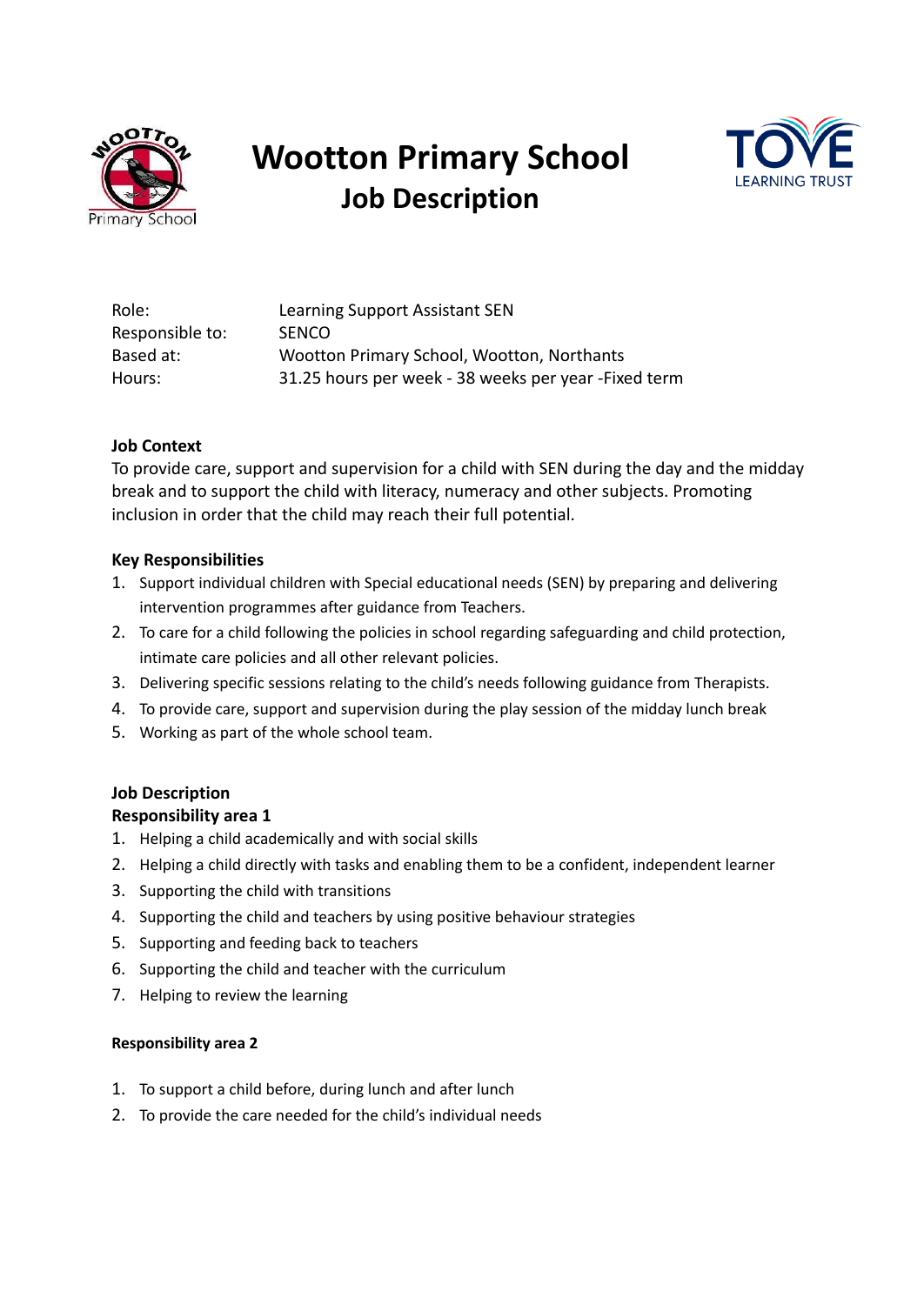# Wootton Primary School

## Job Description

| Role: | Learning Support Assistant SEN |
|---|---|
| Responsible to: | SENCO |
| Based at: | Wootton Primary School, Wootton, Northants |
| Hours: | 31.25 hours per week - 38 weeks per year -Fixed term |

**Job Context**

To provide care, support and supervision for a child with SEN during the day and the midday break and to support the child with literacy, numeracy and other subjects. Promoting inclusion in order that the child may reach their full potential.

**Key Responsibilities**

1. Support individual children with Special educational needs (SEN) by preparing and delivering intervention programmes after guidance from Teachers.
2. To care for a child following the policies in school regarding safeguarding and child protection, intimate care policies and all other relevant policies.
3. Delivering specific sessions relating to the child's needs following guidance from Therapists.
4. To provide care, support and supervision during the play session of the midday lunch break
5. Working as part of the whole school team.

**Job Description**

**Responsibility area 1**

1. Helping a child academically and with social skills
2. Helping a child directly with tasks and enabling them to be a confident, independent learner
3. Supporting the child with transitions
4. Supporting the child and teachers by using positive behaviour strategies
5. Supporting and feeding back to teachers
6. Supporting the child and teacher with the curriculum
7. Helping to review the learning

**Responsibility area 2**

1. To support a child before, during lunch and after lunch
2. To provide the care needed for the child's individual needs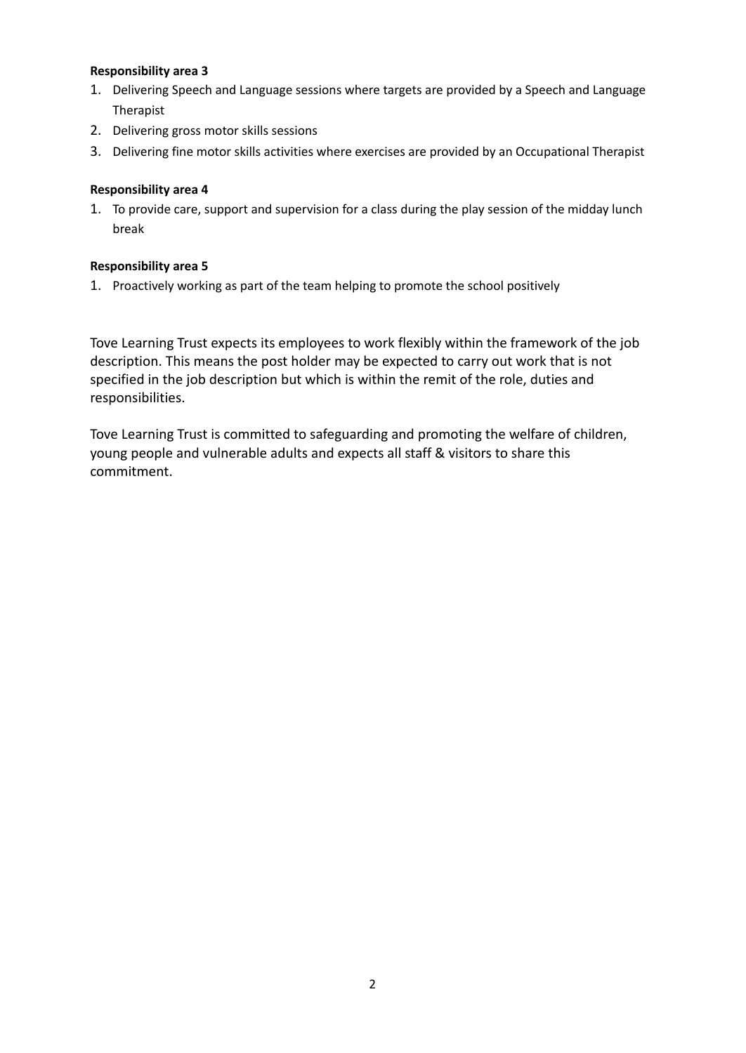**Responsibility area 3**

1. Delivering Speech and Language sessions where targets are provided by a Speech and Language Therapist
2. Delivering gross motor skills sessions
3. Delivering fine motor skills activities where exercises are provided by an Occupational Therapist

**Responsibility area 4**

1. To provide care, support and supervision for a class during the play session of the midday lunch break

**Responsibility area 5**

1. Proactively working as part of the team helping to promote the school positively

Tove Learning Trust expects its employees to work flexibly within the framework of the job description. This means the post holder may be expected to carry out work that is not specified in the job description but which is within the remit of the role, duties and responsibilities.

Tove Learning Trust is committed to safeguarding and promoting the welfare of children, young people and vulnerable adults and expects all staff & visitors to share this commitment.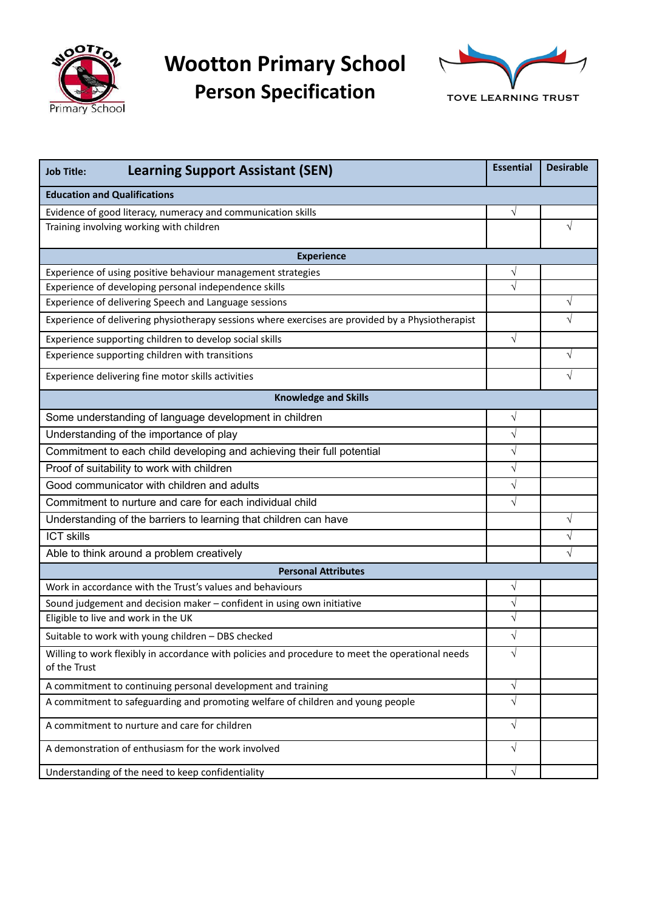# Wootton Primary School
## Person Specification

TOVE LEARNING TRUST

| Job Title: **Learning Support Assistant (SEN)** | Essential | Desirable |
|---|---|---|
| **Education and Qualifications** | | |
| Evidence of good literacy, numeracy and communication skills | √ | |
| Training involving working with children | | √ |
| **Experience** | | |
| Experience of using positive behaviour management strategies | √ | |
| Experience of developing personal independence skills | √ | |
| Experience of delivering Speech and Language sessions | | √ |
| Experience of delivering physiotherapy sessions where exercises are provided by a Physiotherapist | | √ |
| Experience supporting children to develop social skills | √ | |
| Experience supporting children with transitions | | √ |
| Experience delivering fine motor skills activities | | √ |
| **Knowledge and Skills** | | |
| Some understanding of language development in children | √ | |
| Understanding of the importance of play | √ | |
| Commitment to each child developing and achieving their full potential | √ | |
| Proof of suitability to work with children | √ | |
| Good communicator with children and adults | √ | |
| Commitment to nurture and care for each individual child | √ | |
| Understanding of the barriers to learning that children can have | | √ |
| ICT skills | | √ |
| Able to think around a problem creatively | | √ |
| **Personal Attributes** | | |
| Work in accordance with the Trust's values and behaviours | √ | |
| Sound judgement and decision maker – confident in using own initiative | √ | |
| Eligible to live and work in the UK | √ | |
| Suitable to work with young children – DBS checked | √ | |
| Willing to work flexibly in accordance with policies and procedure to meet the operational needs of the Trust | √ | |
| A commitment to continuing personal development and training | √ | |
| A commitment to safeguarding and promoting welfare of children and young people | √ | |
| A commitment to nurture and care for children | √ | |
| A demonstration of enthusiasm for the work involved | √ | |
| Understanding of the need to keep confidentiality | √ | |